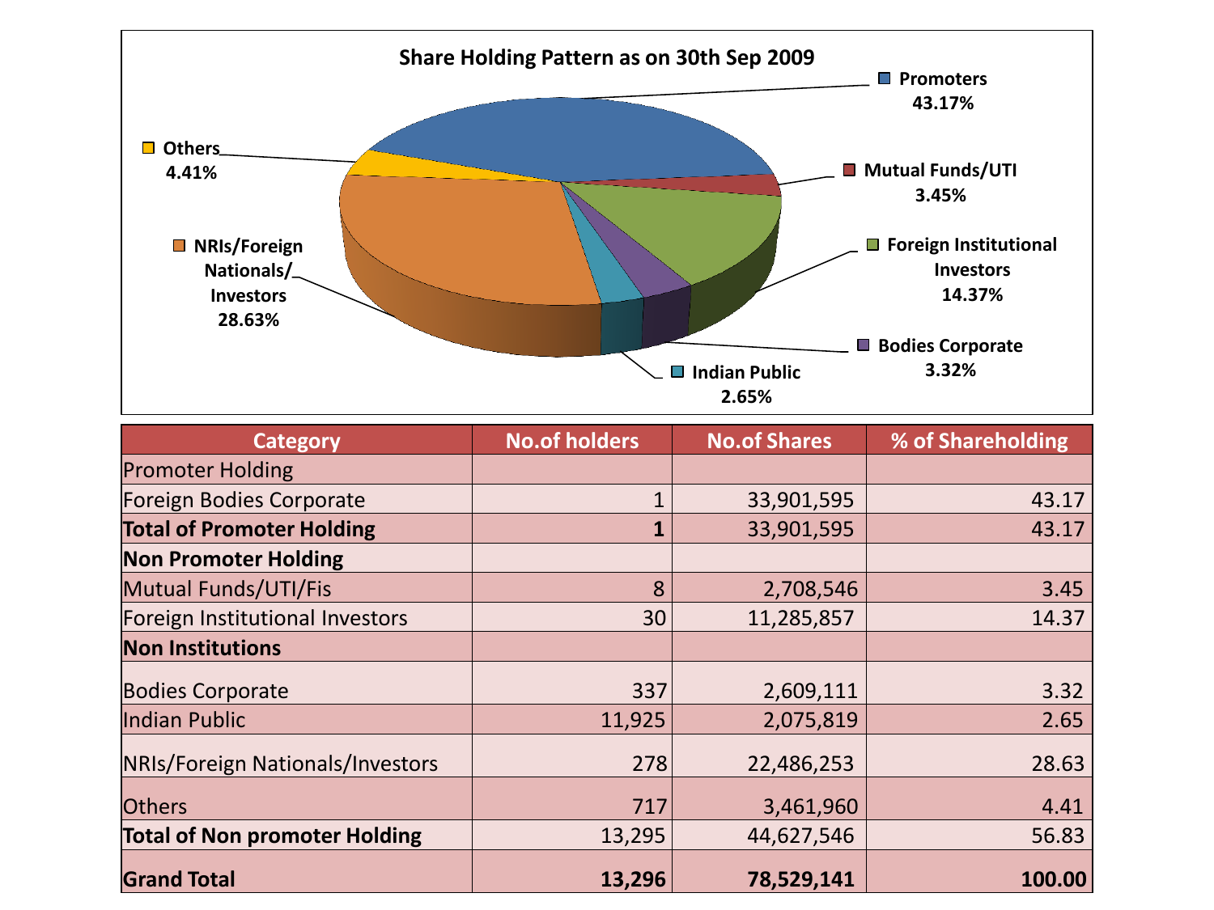## Share Holding Pattern as on 30th Sep 2009

- Promoters 43.17%
- Mutual Funds/UTI 3.45%
- Foreign Institutional Investors 14.37%
- Bodies Corporate 3.32%
- Indian Public 2.65%
- NRIs/Foreign Nationals/ Investors 28.63%
- Others 4.41%

| Category | No.of holders | No.of Shares | % of Shareholding |
| --- | --- | --- | --- |
| Promoter Holding | | | |
| Foreign Bodies Corporate | 1 | 33,901,595 | 43.17 |
| **Total of Promoter Holding** | **1** | 33,901,595 | 43.17 |
| **Non Promoter Holding** | | | |
| Mutual Funds/UTI/Fis | 8 | 2,708,546 | 3.45 |
| Foreign Institutional Investors | 30 | 11,285,857 | 14.37 |
| **Non Institutions** | | | |
| Bodies Corporate | 337 | 2,609,111 | 3.32 |
| Indian Public | 11,925 | 2,075,819 | 2.65 |
| NRIs/Foreign Nationals/Investors | 278 | 22,486,253 | 28.63 |
| Others | 717 | 3,461,960 | 4.41 |
| **Total of Non promoter Holding** | 13,295 | 44,627,546 | 56.83 |
| **Grand Total** | **13,296** | **78,529,141** | **100.00** |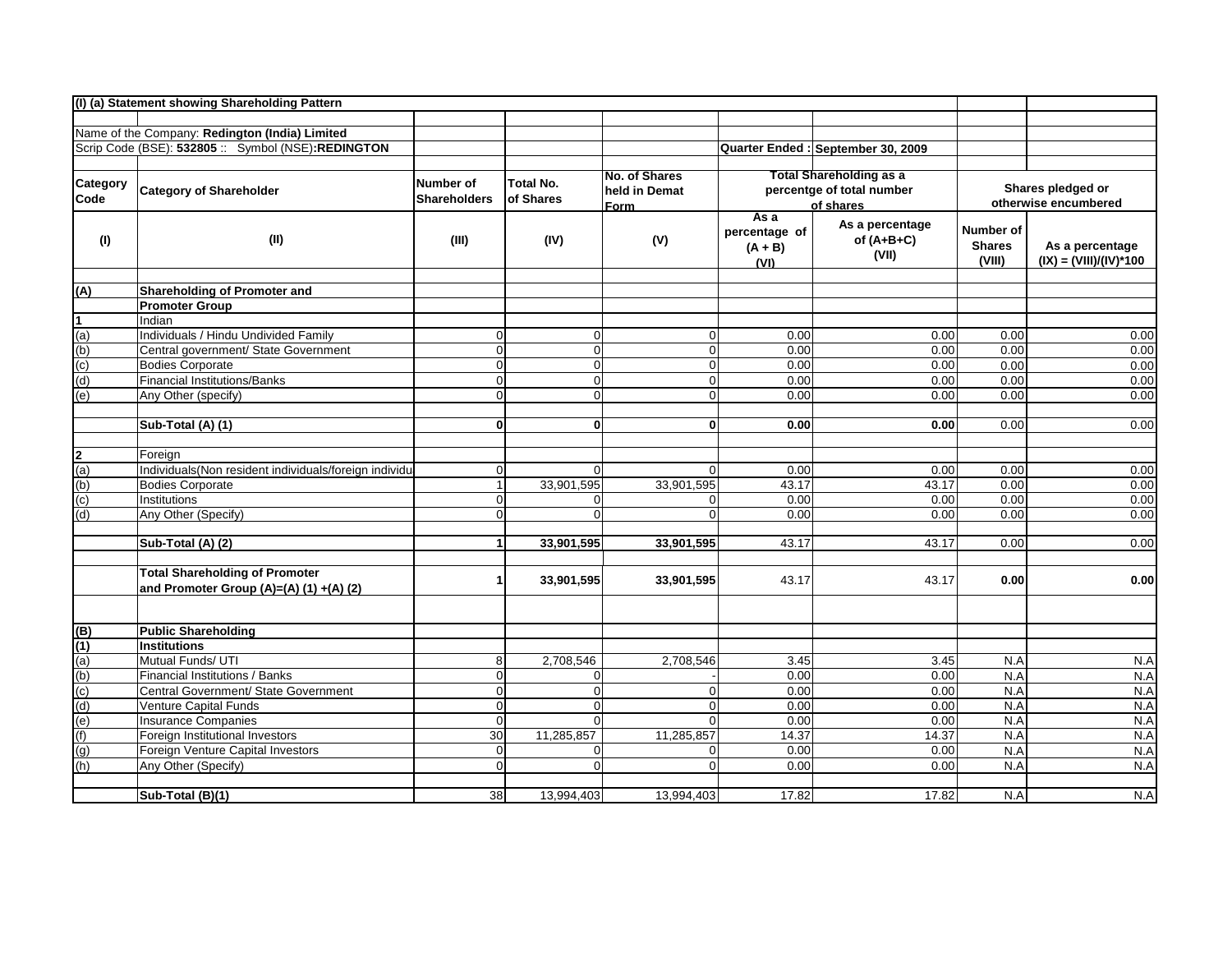**(I) (a) Statement showing Shareholding Pattern**

Name of the Company: **Redington (India) Limited**

Scrip Code (BSE): **532805** :: Symbol (NSE)**:REDINGTON**

Quarter Ended : **September 30, 2009**

| Category Code | Category of Shareholder | Number of Shareholders | Total No. of Shares | No. of Shares held in Demat Form | Total Shareholding as a percentge of total number of shares | | Shares pledged or otherwise encumbered | |
|---|---|---|---|---|---|---|---|---|
| | | | | | As a percentage of (A + B) | As a percentage of (A+B+C) | Number of Shares | As a percentage |
| (I) | (II) | (III) | (IV) | (V) | (VI) | (VII) | (VIII) | (IX) = (VIII)/(IV)*100 |
| **(A)** | **Shareholding of Promoter and Promoter Group** | | | | | | | |
| **1** | Indian | | | | | | | |
| (a) | Individuals / Hindu Undivided Family | 0 | 0 | 0 | 0.00 | 0.00 | 0.00 | 0.00 |
| (b) | Central government/ State Government | 0 | 0 | 0 | 0.00 | 0.00 | 0.00 | 0.00 |
| (c) | Bodies Corporate | 0 | 0 | 0 | 0.00 | 0.00 | 0.00 | 0.00 |
| (d) | Financial Institutions/Banks | 0 | 0 | 0 | 0.00 | 0.00 | 0.00 | 0.00 |
| (e) | Any Other (specify) | 0 | 0 | 0 | 0.00 | 0.00 | 0.00 | 0.00 |
| | **Sub-Total (A) (1)** | **0** | **0** | **0** | **0.00** | **0.00** | 0.00 | 0.00 |
| **2** | Foreign | | | | | | | |
| (a) | Individuals(Non resident individuals/foreign individu | 0 | 0 | 0 | 0.00 | 0.00 | 0.00 | 0.00 |
| (b) | Bodies Corporate | 1 | 33,901,595 | 33,901,595 | 43.17 | 43.17 | 0.00 | 0.00 |
| (c) | Institutions | 0 | 0 | 0 | 0.00 | 0.00 | 0.00 | 0.00 |
| (d) | Any Other (Specify) | 0 | 0 | 0 | 0.00 | 0.00 | 0.00 | 0.00 |
| | **Sub-Total (A) (2)** | **1** | **33,901,595** | **33,901,595** | 43.17 | 43.17 | 0.00 | 0.00 |
| | **Total Shareholding of Promoter and Promoter Group (A)=(A) (1) +(A) (2)** | **1** | **33,901,595** | **33,901,595** | 43.17 | 43.17 | **0.00** | **0.00** |
| **(B)** | **Public Shareholding** | | | | | | | |
| **(1)** | **Institutions** | | | | | | | |
| (a) | Mutual Funds/ UTI | 8 | 2,708,546 | 2,708,546 | 3.45 | 3.45 | N.A | N.A |
| (b) | Financial Institutions / Banks | 0 | 0 | - | 0.00 | 0.00 | N.A | N.A |
| (c) | Central Government/ State Government | 0 | 0 | 0 | 0.00 | 0.00 | N.A | N.A |
| (d) | Venture Capital Funds | 0 | 0 | 0 | 0.00 | 0.00 | N.A | N.A |
| (e) | Insurance Companies | 0 | 0 | 0 | 0.00 | 0.00 | N.A | N.A |
| (f) | Foreign Institutional Investors | 30 | 11,285,857 | 11,285,857 | 14.37 | 14.37 | N.A | N.A |
| (g) | Foreign Venture Capital Investors | 0 | 0 | 0 | 0.00 | 0.00 | N.A | N.A |
| (h) | Any Other (Specify) | 0 | 0 | 0 | 0.00 | 0.00 | N.A | N.A |
| | **Sub-Total (B)(1)** | 38 | 13,994,403 | 13,994,403 | 17.82 | 17.82 | N.A | N.A |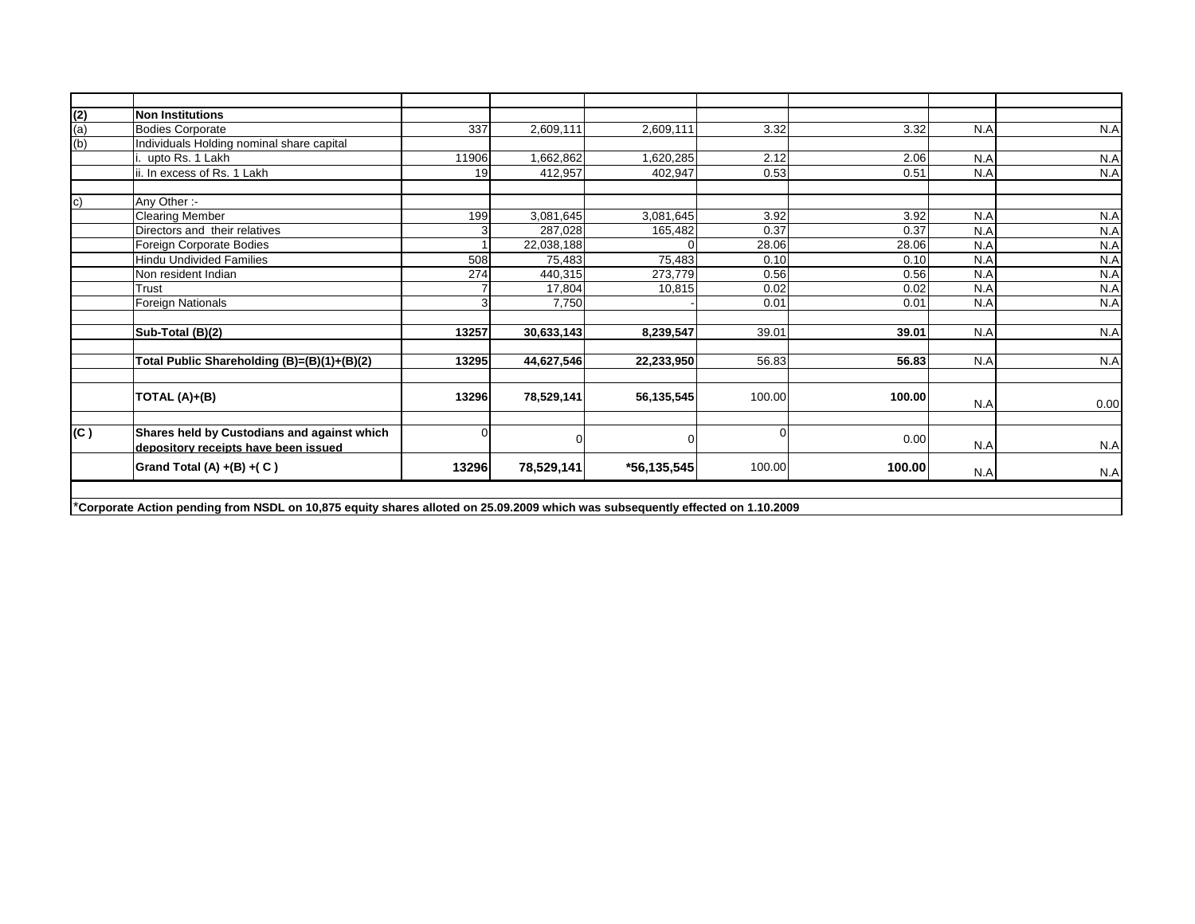| | | | | | | | | |
|---|---|---|---|---|---|---|---|---|
| **(2)** | **Non Institutions** | | | | | | | |
| (a) | Bodies Corporate | 337 | 2,609,111 | 2,609,111 | 3.32 | 3.32 | N.A | N.A |
| (b) | Individuals Holding nominal share capital | | | | | | | |
| | i. upto Rs. 1 Lakh | 11906 | 1,662,862 | 1,620,285 | 2.12 | 2.06 | N.A | N.A |
| | ii. In excess of Rs. 1 Lakh | 19 | 412,957 | 402,947 | 0.53 | 0.51 | N.A | N.A |
| | | | | | | | | |
| c) | Any Other :- | | | | | | | |
| | Clearing Member | 199 | 3,081,645 | 3,081,645 | 3.92 | 3.92 | N.A | N.A |
| | Directors and their relatives | 3 | 287,028 | 165,482 | 0.37 | 0.37 | N.A | N.A |
| | Foreign Corporate Bodies | 1 | 22,038,188 | 0 | 28.06 | 28.06 | N.A | N.A |
| | Hindu Undivided Families | 508 | 75,483 | 75,483 | 0.10 | 0.10 | N.A | N.A |
| | Non resident Indian | 274 | 440,315 | 273,779 | 0.56 | 0.56 | N.A | N.A |
| | Trust | 7 | 17,804 | 10,815 | 0.02 | 0.02 | N.A | N.A |
| | Foreign Nationals | 3 | 7,750 | - | 0.01 | 0.01 | N.A | N.A |
| | | | | | | | | |
| | **Sub-Total (B)(2)** | **13257** | **30,633,143** | **8,239,547** | 39.01 | **39.01** | N.A | N.A |
| | | | | | | | | |
| | **Total Public Shareholding (B)=(B)(1)+(B)(2)** | **13295** | **44,627,546** | **22,233,950** | 56.83 | **56.83** | N.A | N.A |
| | | | | | | | | |
| | **TOTAL (A)+(B)** | **13296** | **78,529,141** | **56,135,545** | 100.00 | **100.00** | N.A | 0.00 |
| | | | | | | | | |
| **(C )** | **Shares held by Custodians and against which depository receipts have been issued** | 0 | 0 | 0 | 0 | 0.00 | N.A | N.A |
| | **Grand Total (A) +(B) +( C )** | **13296** | **78,529,141** | ***56,135,545** | 100.00 | **100.00** | N.A | N.A |

*__Corporate Action pending from NSDL on 10,875 equity shares alloted on 25.09.2009 which was subsequently effected on 1.10.2009__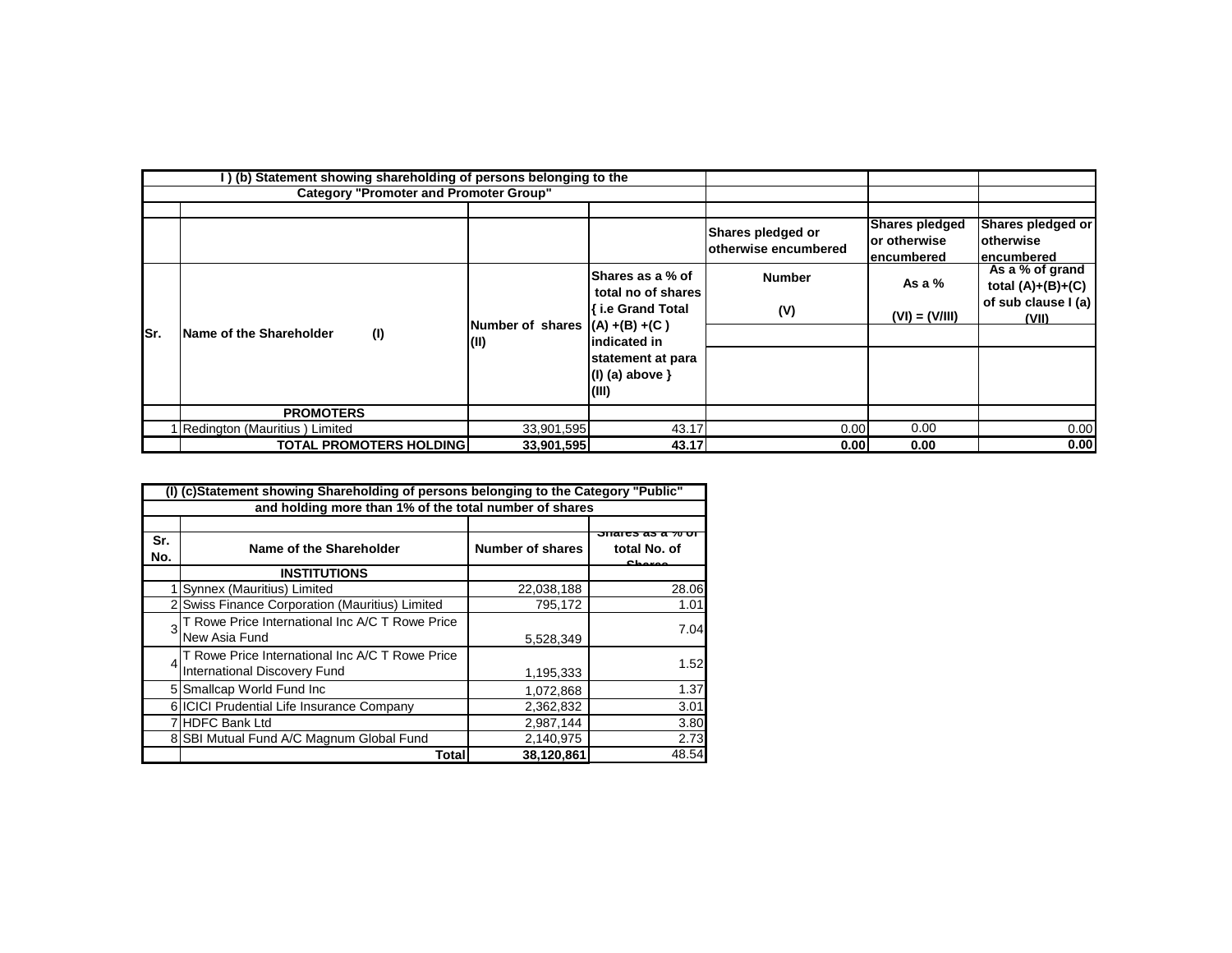I ) (b) Statement showing shareholding of persons belonging to the Category "Promoter and Promoter Group"

| Sr. | Name of the Shareholder (I) | Number of shares (II) | Shares as a % of total no of shares { i.e Grand Total (A) +(B) +(C ) indicated in statement at para (I) (a) above } (III) | Shares pledged or otherwise encumbered Number (V) | Shares pledged or otherwise encumbered As a % (VI) = (V/III) | Shares pledged or otherwise encumbered As a % of grand total (A)+(B)+(C) of sub clause I (a) (VII) |
|---|---|---|---|---|---|---|
| | **PROMOTERS** | | | | | |
| 1 | Redington (Mauritius ) Limited | 33,901,595 | 43.17 | 0.00 | 0.00 | 0.00 |
| | **TOTAL PROMOTERS HOLDING** | **33,901,595** | **43.17** | **0.00** | **0.00** | **0.00** |

(I) (c)Statement showing Shareholding of persons belonging to the Category "Public" and holding more than 1% of the total number of shares

| Sr. No. | Name of the Shareholder | Number of shares | Shares as a % of total No. of Shares |
|---|---|---|---|
| | **INSTITUTIONS** | | |
| 1 | Synnex (Mauritius) Limited | 22,038,188 | 28.06 |
| 2 | Swiss Finance Corporation (Mauritius) Limited | 795,172 | 1.01 |
| 3 | T Rowe Price International Inc A/C T Rowe Price New Asia Fund | 5,528,349 | 7.04 |
| 4 | T Rowe Price International Inc A/C T Rowe Price International Discovery Fund | 1,195,333 | 1.52 |
| 5 | Smallcap World Fund Inc | 1,072,868 | 1.37 |
| 6 | ICICI Prudential Life Insurance Company | 2,362,832 | 3.01 |
| 7 | HDFC Bank Ltd | 2,987,144 | 3.80 |
| 8 | SBI Mutual Fund A/C Magnum Global Fund | 2,140,975 | 2.73 |
| | **Total** | **38,120,861** | 48.54 |